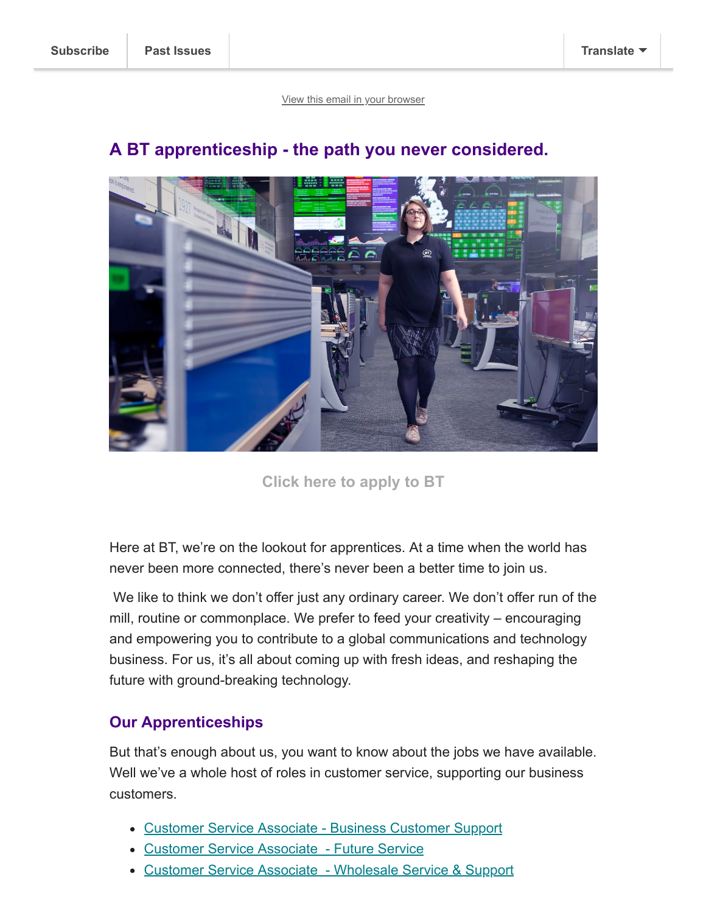Subscribe | Past Issues | Translate

View this email in your browser

## A BT apprenticeship - the path you never considered.

Click here to apply to BT

Here at BT, we're on the lookout for apprentices. At a time when the world has never been more connected, there's never been a better time to join us.

We like to think we don't offer just any ordinary career. We don't offer run of the mill, routine or commonplace. We prefer to feed your creativity – encouraging and empowering you to contribute to a global communications and technology business. For us, it's all about coming up with fresh ideas, and reshaping the future with ground-breaking technology.

### Our Apprenticeships

But that's enough about us, you want to know about the jobs we have available. Well we've a whole host of roles in customer service, supporting our business customers.

- Customer Service Associate - Business Customer Support
- Customer Service Associate - Future Service
- Customer Service Associate - Wholesale Service & Support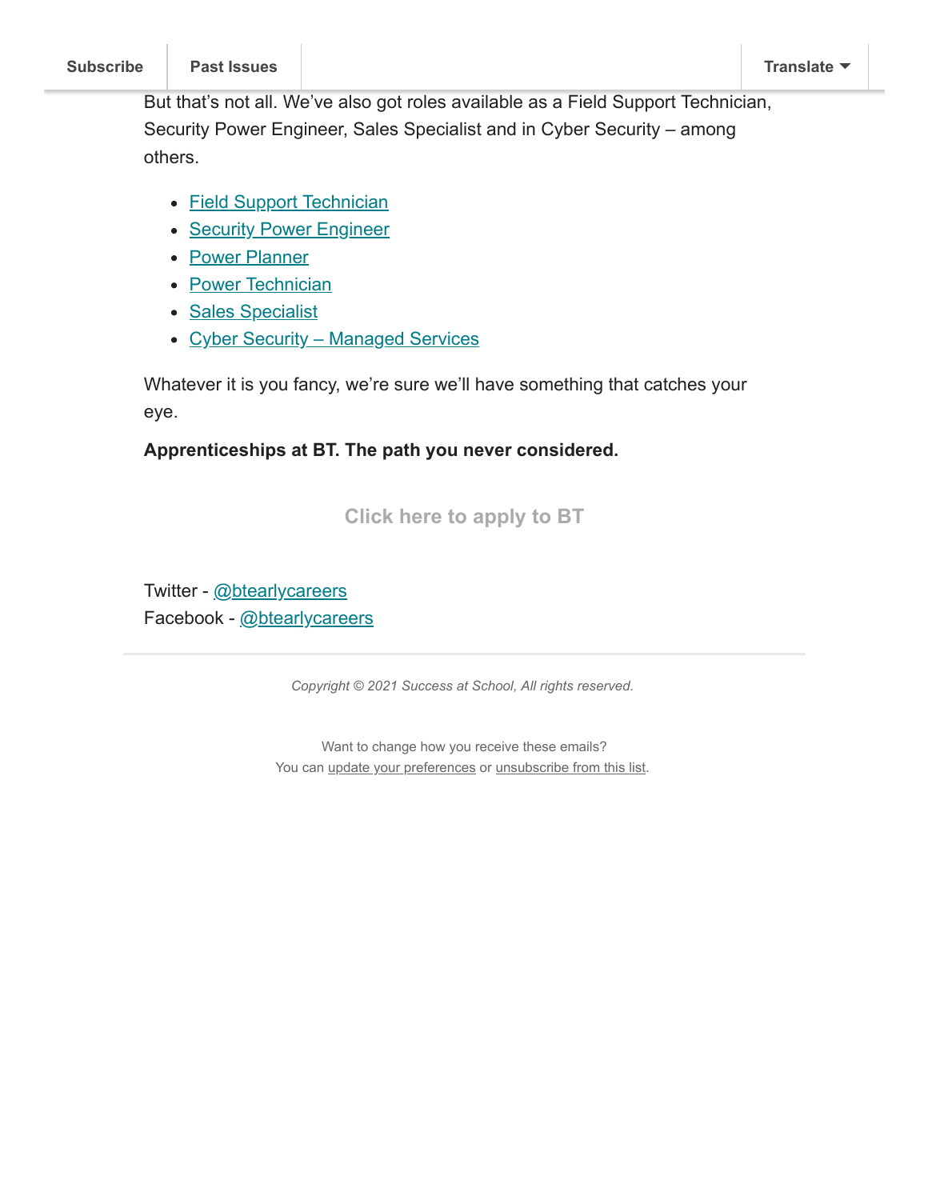But that's not all. We've also got roles available as a Field Support Technician, Security Power Engineer, Sales Specialist and in Cyber Security – among others.

- Field Support Technician
- Security Power Engineer
- Power Planner
- Power Technician
- Sales Specialist
- Cyber Security – Managed Services

Whatever it is you fancy, we're sure we'll have something that catches your eye.

**Apprenticeships at BT. The path you never considered.**

**Click here to apply to BT**

Twitter - @btearlycareers
Facebook - @btearlycareers

*Copyright © 2021 Success at School, All rights reserved.*

Want to change how you receive these emails?
You can update your preferences or unsubscribe from this list.